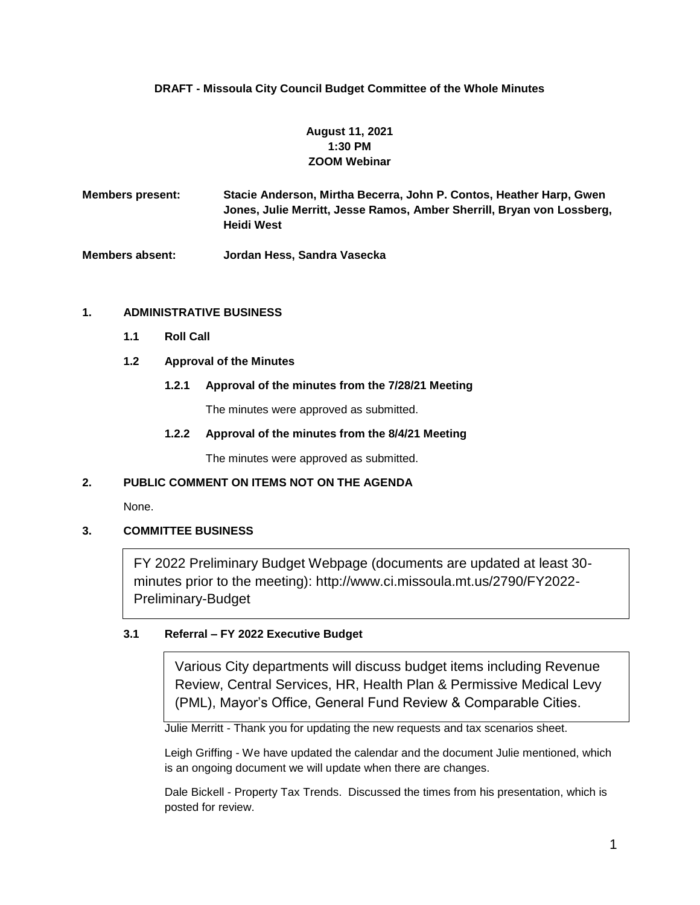**DRAFT - Missoula City Council Budget Committee of the Whole Minutes**

**August 11, 2021**
**1:30 PM**
**ZOOM Webinar**

**Members present:** **Stacie Anderson, Mirtha Becerra, John P. Contos, Heather Harp, Gwen Jones, Julie Merritt, Jesse Ramos, Amber Sherrill, Bryan von Lossberg, Heidi West**

**Members absent:** **Jordan Hess, Sandra Vasecka**

## 1. ADMINISTRATIVE BUSINESS

### 1.1 Roll Call

### 1.2 Approval of the Minutes

#### 1.2.1 Approval of the minutes from the 7/28/21 Meeting

The minutes were approved as submitted.

#### 1.2.2 Approval of the minutes from the 8/4/21 Meeting

The minutes were approved as submitted.

## 2. PUBLIC COMMENT ON ITEMS NOT ON THE AGENDA

None.

## 3. COMMITTEE BUSINESS

FY 2022 Preliminary Budget Webpage (documents are updated at least 30-minutes prior to the meeting): http://www.ci.missoula.mt.us/2790/FY2022-Preliminary-Budget

### 3.1 Referral – FY 2022 Executive Budget

Various City departments will discuss budget items including Revenue Review, Central Services, HR, Health Plan & Permissive Medical Levy (PML), Mayor's Office, General Fund Review & Comparable Cities.

Julie Merritt - Thank you for updating the new requests and tax scenarios sheet.

Leigh Griffing - We have updated the calendar and the document Julie mentioned, which is an ongoing document we will update when there are changes.

Dale Bickell - Property Tax Trends. Discussed the times from his presentation, which is posted for review.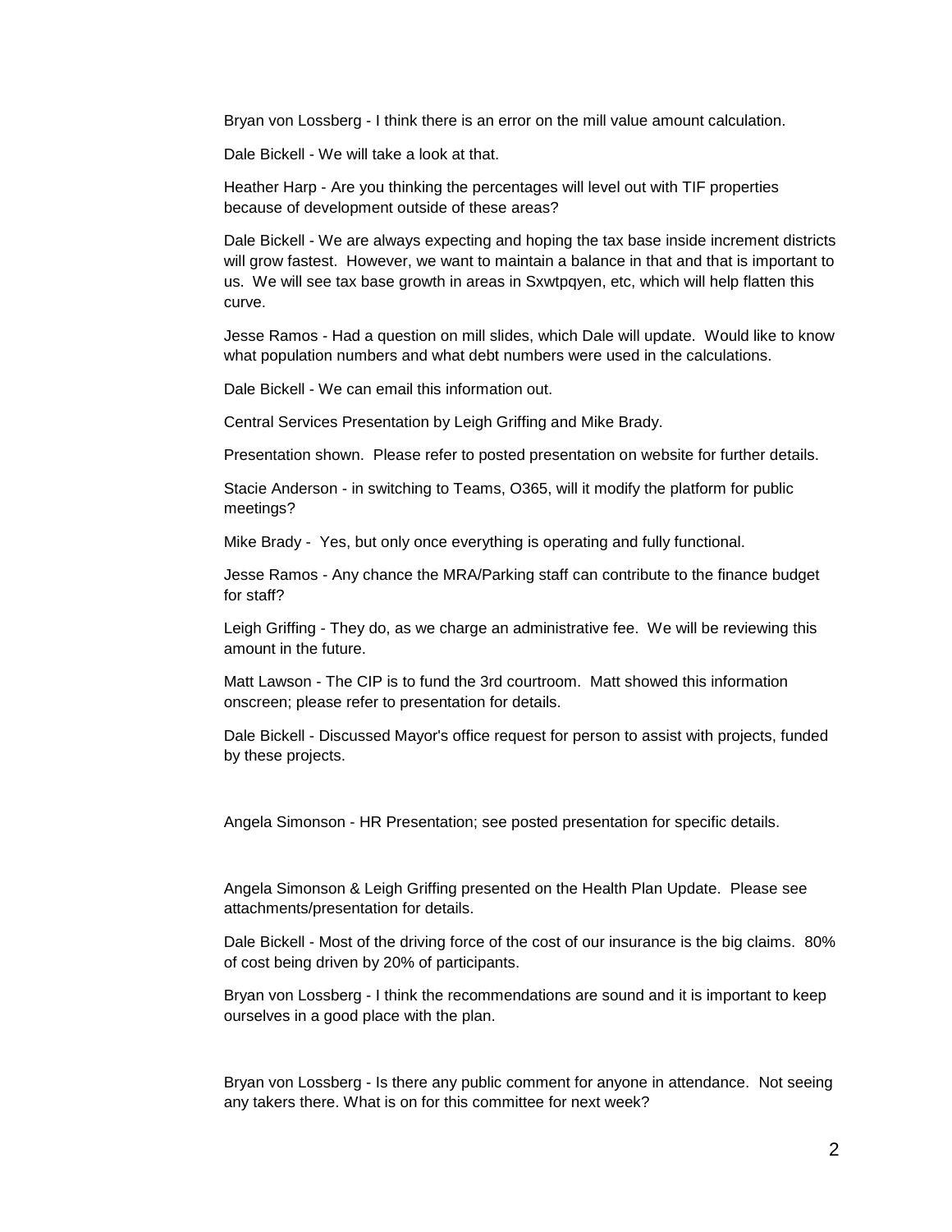Bryan von Lossberg - I think there is an error on the mill value amount calculation.

Dale Bickell - We will take a look at that.

Heather Harp - Are you thinking the percentages will level out with TIF properties because of development outside of these areas?

Dale Bickell - We are always expecting and hoping the tax base inside increment districts will grow fastest. However, we want to maintain a balance in that and that is important to us. We will see tax base growth in areas in Sxwtpqyen, etc, which will help flatten this curve.

Jesse Ramos - Had a question on mill slides, which Dale will update. Would like to know what population numbers and what debt numbers were used in the calculations.

Dale Bickell - We can email this information out.

Central Services Presentation by Leigh Griffing and Mike Brady.

Presentation shown. Please refer to posted presentation on website for further details.

Stacie Anderson - in switching to Teams, O365, will it modify the platform for public meetings?

Mike Brady - Yes, but only once everything is operating and fully functional.

Jesse Ramos - Any chance the MRA/Parking staff can contribute to the finance budget for staff?

Leigh Griffing - They do, as we charge an administrative fee. We will be reviewing this amount in the future.

Matt Lawson - The CIP is to fund the 3rd courtroom. Matt showed this information onscreen; please refer to presentation for details.

Dale Bickell - Discussed Mayor's office request for person to assist with projects, funded by these projects.

Angela Simonson - HR Presentation; see posted presentation for specific details.

Angela Simonson & Leigh Griffing presented on the Health Plan Update. Please see attachments/presentation for details.

Dale Bickell - Most of the driving force of the cost of our insurance is the big claims. 80% of cost being driven by 20% of participants.

Bryan von Lossberg - I think the recommendations are sound and it is important to keep ourselves in a good place with the plan.

Bryan von Lossberg - Is there any public comment for anyone in attendance. Not seeing any takers there. What is on for this committee for next week?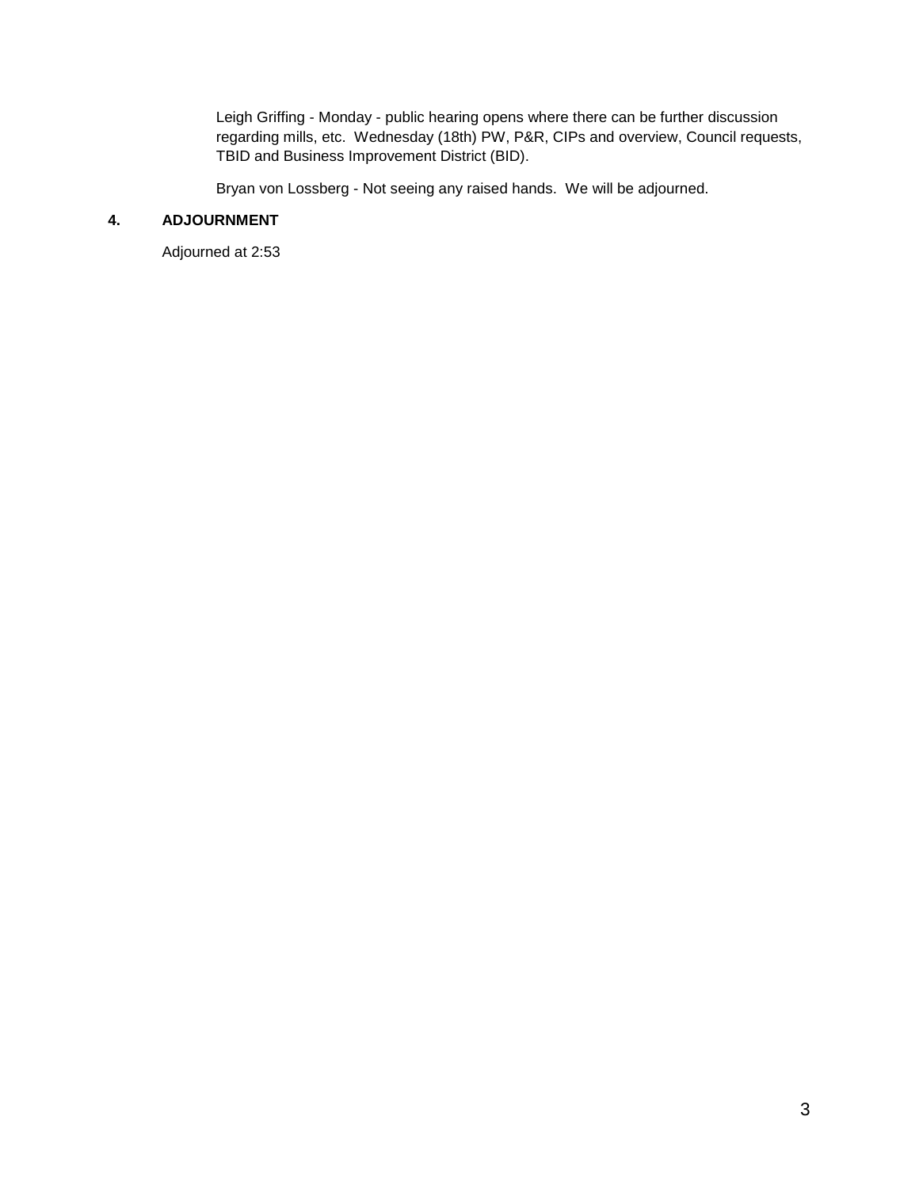Leigh Griffing - Monday - public hearing opens where there can be further discussion regarding mills, etc.  Wednesday (18th) PW, P&R, CIPs and overview, Council requests, TBID and Business Improvement District (BID).

Bryan von Lossberg - Not seeing any raised hands.  We will be adjourned.

## 4. ADJOURNMENT

Adjourned at 2:53